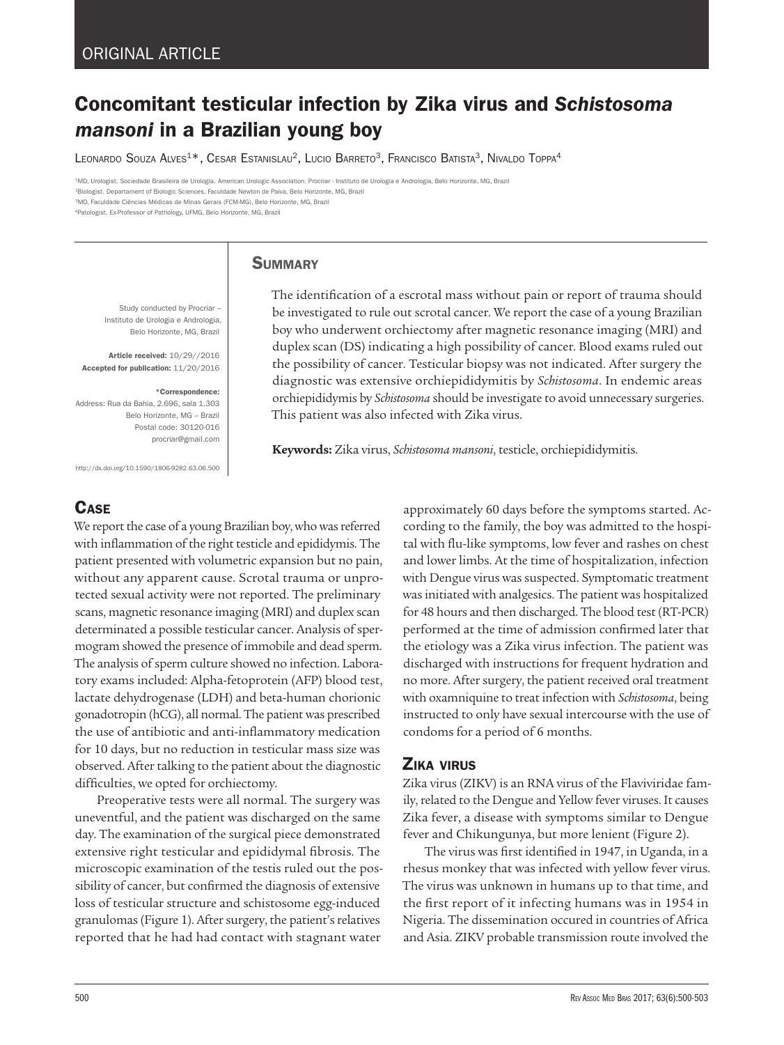ORIGINAL ARTICLE

# Concomitant testicular infection by Zika virus and *Schistosoma mansoni* in a Brazilian young boy

Leonardo Souza Alves[1]*, Cesar Estanislau[2], Lucio Barreto[3], Francisco Batista[3], Nivaldo Toppa[4]

[1]MD, Urologist. Sociedade Brasileira de Urologia. American Urologic Association. Procriar - Instituto de Urologia e Andrologia, Belo Horizonte, MG, Brazil
[2]Biologist. Departament of Biologic Sciences, Faculdade Newton de Paiva, Belo Horizonte, MG, Brazil
[3]MD, Faculdade Ciências Médicas de Minas Gerais (FCM-MG), Belo Horizonte, MG, Brazil
[4]Patologist. Ex-Professor of Pathology, UFMG, Belo Horizonte, MG, Brazil

Study conducted by Procriar – Instituto de Urologia e Andrologia, Belo Horizonte, MG, Brazil

**Article received:** 10/29//2016
**Accepted for publication:** 11/20/2016

**\*Correspondence:**
Address: Rua da Bahia, 2.696, sala 1.303
Belo Horizonte, MG – Brazil
Postal code: 30120-016
procriar@gmail.com

http://dx.doi.org/10.1590/1806-9282.63.06.500

## Summary

The identification of a escrotal mass without pain or report of trauma should be investigated to rule out scrotal cancer. We report the case of a young Brazilian boy who underwent orchiectomy after magnetic resonance imaging (MRI) and duplex scan (DS) indicating a high possibility of cancer. Blood exams ruled out the possibility of cancer. Testicular biopsy was not indicated. After surgery the diagnostic was extensive orchiepididymitis by *Schistosoma*. In endemic areas orchiepididymis by *Schistosoma* should be investigate to avoid unnecessary surgeries. This patient was also infected with Zika virus.

**Keywords:** Zika virus, *Schistosoma mansoni*, testicle, orchiepididymitis.

## Case

We report the case of a young Brazilian boy, who was referred with inflammation of the right testicle and epididymis. The patient presented with volumetric expansion but no pain, without any apparent cause. Scrotal trauma or unprotected sexual activity were not reported. The preliminary scans, magnetic resonance imaging (MRI) and duplex scan determinated a possible testicular cancer. Analysis of spermogram showed the presence of immobile and dead sperm. The analysis of sperm culture showed no infection. Laboratory exams included: Alpha-fetoprotein (AFP) blood test, lactate dehydrogenase (LDH) and beta-human chorionic gonadotropin (hCG), all normal. The patient was prescribed the use of antibiotic and anti-inflammatory medication for 10 days, but no reduction in testicular mass size was observed. After talking to the patient about the diagnostic difficulties, we opted for orchiectomy.

Preoperative tests were all normal. The surgery was uneventful, and the patient was discharged on the same day. The examination of the surgical piece demonstrated extensive right testicular and epididymal fibrosis. The microscopic examination of the testis ruled out the possibility of cancer, but confirmed the diagnosis of extensive loss of testicular structure and schistosome egg-induced granulomas (Figure 1). After surgery, the patient's relatives reported that he had had contact with stagnant water approximately 60 days before the symptoms started. According to the family, the boy was admitted to the hospital with flu-like symptoms, low fever and rashes on chest and lower limbs. At the time of hospitalization, infection with Dengue virus was suspected. Symptomatic treatment was initiated with analgesics. The patient was hospitalized for 48 hours and then discharged. The blood test (RT-PCR) performed at the time of admission confirmed later that the etiology was a Zika virus infection. The patient was discharged with instructions for frequent hydration and no more. After surgery, the patient received oral treatment with oxamniquine to treat infection with *Schistosoma*, being instructed to only have sexual intercourse with the use of condoms for a period of 6 months.

## Zika virus

Zika virus (ZIKV) is an RNA virus of the Flaviviridae family, related to the Dengue and Yellow fever viruses. It causes Zika fever, a disease with symptoms similar to Dengue fever and Chikungunya, but more lenient (Figure 2).

The virus was first identified in 1947, in Uganda, in a rhesus monkey that was infected with yellow fever virus. The virus was unknown in humans up to that time, and the first report of it infecting humans was in 1954 in Nigeria. The dissemination occured in countries of Africa and Asia. ZIKV probable transmission route involved the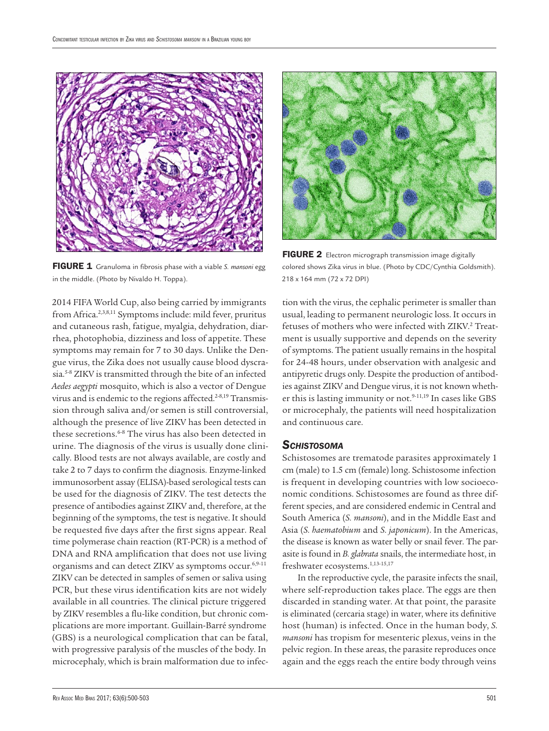FIGURE 1 Granuloma in fibrosis phase with a viable *S. mansoni* egg in the middle. (Photo by Nivaldo H. Toppa).

FIGURE 2 Electron micrograph transmission image digitally colored shows Zika virus in blue. (Photo by CDC/Cynthia Goldsmith). 218 x 164 mm (72 x 72 DPI)

2014 FIFA World Cup, also being carried by immigrants from Africa.[2,3,8,11] Symptoms include: mild fever, pruritus and cutaneous rash, fatigue, myalgia, dehydration, diarrhea, photophobia, dizziness and loss of appetite. These symptoms may remain for 7 to 30 days. Unlike the Dengue virus, the Zika does not usually cause blood dyscrasia.[5-8] ZIKV is transmitted through the bite of an infected *Aedes aegypti* mosquito, which is also a vector of Dengue virus and is endemic to the regions affected.[2-8,19] Transmission through saliva and/or semen is still controversial, although the presence of live ZIKV has been detected in these secretions.[6-8] The virus has also been detected in urine. The diagnosis of the virus is usually done clinically. Blood tests are not always available, are costly and take 2 to 7 days to confirm the diagnosis. Enzyme-linked immunosorbent assay (ELISA)-based serological tests can be used for the diagnosis of ZIKV. The test detects the presence of antibodies against ZIKV and, therefore, at the beginning of the symptoms, the test is negative. It should be requested five days after the first signs appear. Real time polymerase chain reaction (RT-PCR) is a method of DNA and RNA amplification that does not use living organisms and can detect ZIKV as symptoms occur.[6,9-11] ZIKV can be detected in samples of semen or saliva using PCR, but these virus identification kits are not widely available in all countries. The clinical picture triggered by ZIKV resembles a flu-like condition, but chronic complications are more important. Guillain-Barré syndrome (GBS) is a neurological complication that can be fatal, with progressive paralysis of the muscles of the body. In microcephaly, which is brain malformation due to infection with the virus, the cephalic perimeter is smaller than usual, leading to permanent neurologic loss. It occurs in fetuses of mothers who were infected with ZIKV.[2] Treatment is usually supportive and depends on the severity of symptoms. The patient usually remains in the hospital for 24-48 hours, under observation with analgesic and antipyretic drugs only. Despite the production of antibodies against ZIKV and Dengue virus, it is not known whether this is lasting immunity or not.[9-11,19] In cases like GBS or microcephaly, the patients will need hospitalization and continuous care.

## *Schistosoma*

Schistosomes are trematode parasites approximately 1 cm (male) to 1.5 cm (female) long. Schistosome infection is frequent in developing countries with low socioeconomic conditions. Schistosomes are found as three different species, and are considered endemic in Central and South America (*S. mansoni*), and in the Middle East and Asia (*S. haematobium* and *S. japonicum*). In the Americas, the disease is known as water belly or snail fever. The parasite is found in *B. glabrata* snails, the intermediate host, in freshwater ecosystems.[1,13-15,17]

In the reproductive cycle, the parasite infects the snail, where self-reproduction takes place. The eggs are then discarded in standing water. At that point, the parasite is eliminated (cercaria stage) in water, where its definitive host (human) is infected. Once in the human body, *S. mansoni* has tropism for mesenteric plexus, veins in the pelvic region. In these areas, the parasite reproduces once again and the eggs reach the entire body through veins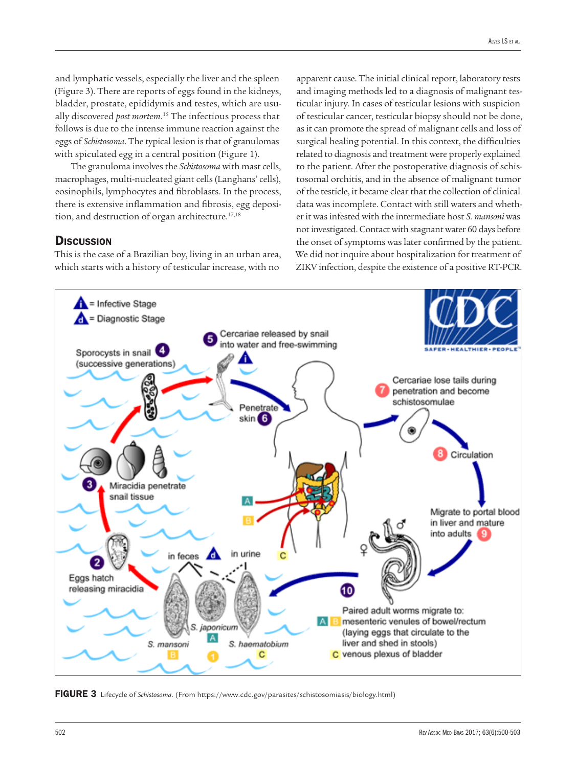and lymphatic vessels, especially the liver and the spleen (Figure 3). There are reports of eggs found in the kidneys, bladder, prostate, epididymis and testes, which are usually discovered *post mortem*.[15] The infectious process that follows is due to the intense immune reaction against the eggs of *Schistosoma*. The typical lesion is that of granulomas with spiculated egg in a central position (Figure 1).

The granuloma involves the *Schistosoma* with mast cells, macrophages, multi-nucleated giant cells (Langhans' cells), eosinophils, lymphocytes and fibroblasts. In the process, there is extensive inflammation and fibrosis, egg deposition, and destruction of organ architecture.[17,18]

## Discussion

This is the case of a Brazilian boy, living in an urban area, which starts with a history of testicular increase, with no apparent cause. The initial clinical report, laboratory tests and imaging methods led to a diagnosis of malignant testicular injury. In cases of testicular lesions with suspicion of testicular cancer, testicular biopsy should not be done, as it can promote the spread of malignant cells and loss of surgical healing potential. In this context, the difficulties related to diagnosis and treatment were properly explained to the patient. After the postoperative diagnosis of schistosomal orchitis, and in the absence of malignant tumor of the testicle, it became clear that the collection of clinical data was incomplete. Contact with still waters and whether it was infested with the intermediate host *S. mansoni* was not investigated. Contact with stagnant water 60 days before the onset of symptoms was later confirmed by the patient. We did not inquire about hospitalization for treatment of ZIKV infection, despite the existence of a positive RT-PCR.

**FIGURE 3** Lifecycle of *Schistosoma*. (From https://www.cdc.gov/parasites/schistosomiasis/biology.html)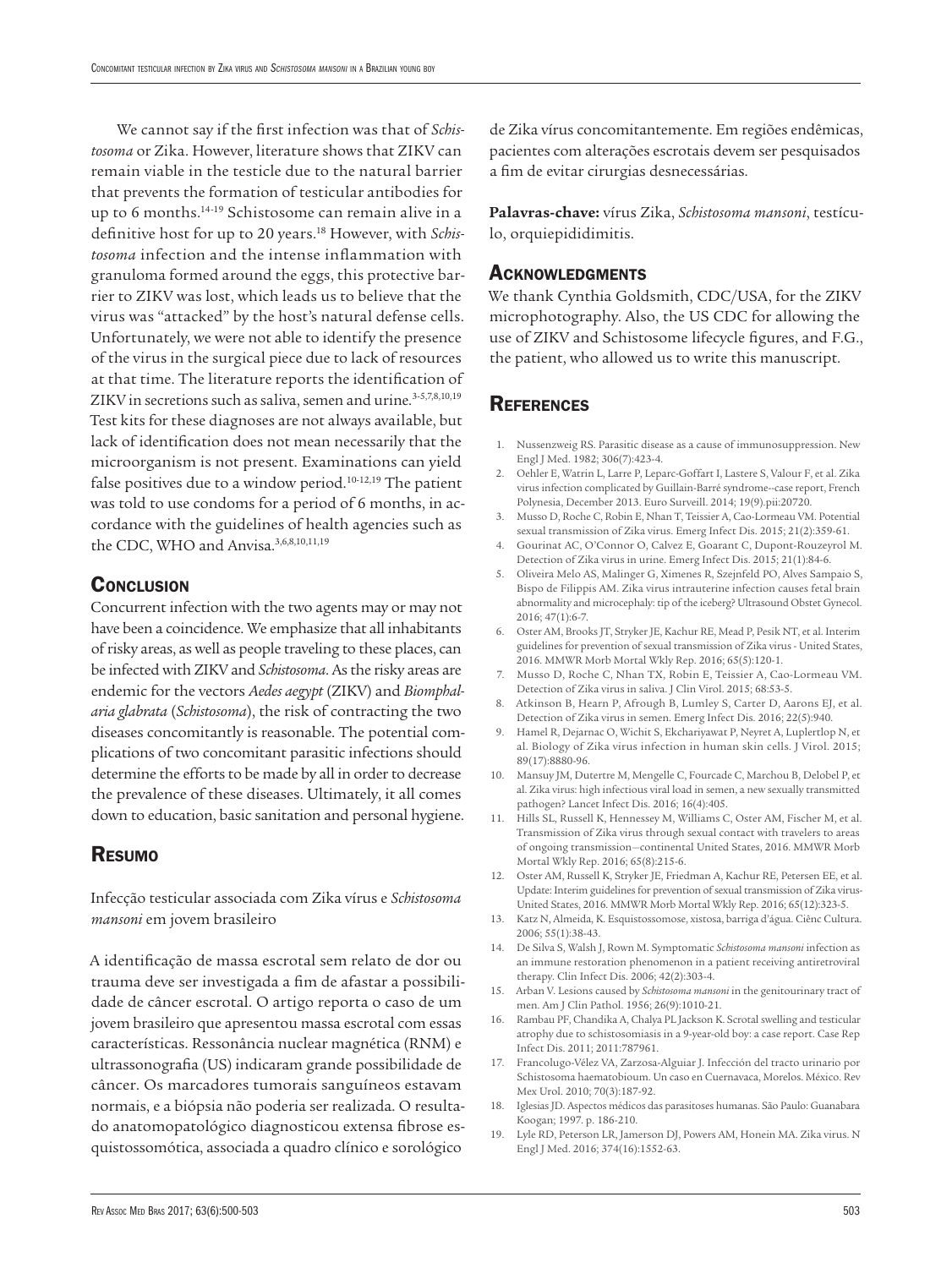We cannot say if the first infection was that of *Schistosoma* or Zika. However, literature shows that ZIKV can remain viable in the testicle due to the natural barrier that prevents the formation of testicular antibodies for up to 6 months.[14-19] Schistosome can remain alive in a definitive host for up to 20 years.[18] However, with *Schistosoma* infection and the intense inflammation with granuloma formed around the eggs, this protective barrier to ZIKV was lost, which leads us to believe that the virus was "attacked" by the host's natural defense cells. Unfortunately, we were not able to identify the presence of the virus in the surgical piece due to lack of resources at that time. The literature reports the identification of ZIKV in secretions such as saliva, semen and urine.[3-5,7,8,10,19] Test kits for these diagnoses are not always available, but lack of identification does not mean necessarily that the microorganism is not present. Examinations can yield false positives due to a window period.[10-12,19] The patient was told to use condoms for a period of 6 months, in accordance with the guidelines of health agencies such as the CDC, WHO and Anvisa.[3,6,8,10,11,19]

## Conclusion

Concurrent infection with the two agents may or may not have been a coincidence. We emphasize that all inhabitants of risky areas, as well as people traveling to these places, can be infected with ZIKV and *Schistosoma*. As the risky areas are endemic for the vectors *Aedes aegypt* (ZIKV) and *Biomphalaria glabrata* (*Schistosoma*), the risk of contracting the two diseases concomitantly is reasonable. The potential complications of two concomitant parasitic infections should determine the efforts to be made by all in order to decrease the prevalence of these diseases. Ultimately, it all comes down to education, basic sanitation and personal hygiene.

## Resumo

Infecção testicular associada com Zika vírus e *Schistosoma mansoni* em jovem brasileiro

A identificação de massa escrotal sem relato de dor ou trauma deve ser investigada a fim de afastar a possibilidade de câncer escrotal. O artigo reporta o caso de um jovem brasileiro que apresentou massa escrotal com essas características. Ressonância nuclear magnética (RNM) e ultrassonografia (US) indicaram grande possibilidade de câncer. Os marcadores tumorais sanguíneos estavam normais, e a biópsia não poderia ser realizada. O resultado anatomopatológico diagnosticou extensa fibrose esquistossomótica, associada a quadro clínico e sorológico de Zika vírus concomitantemente. Em regiões endêmicas, pacientes com alterações escrotais devem ser pesquisados a fim de evitar cirurgias desnecessárias.

**Palavras-chave:** vírus Zika, *Schistosoma mansoni*, testículo, orquiepididimitis.

## Acknowledgments

We thank Cynthia Goldsmith, CDC/USA, for the ZIKV microphotography. Also, the US CDC for allowing the use of ZIKV and Schistosome lifecycle figures, and F.G., the patient, who allowed us to write this manuscript.

## References

1. Nussenzweig RS. Parasitic disease as a cause of immunosuppression. New Engl J Med. 1982; 306(7):423-4.
2. Oehler E, Watrin L, Larre P, Leparc-Goffart I, Lastere S, Valour F, et al. Zika virus infection complicated by Guillain-Barré syndrome--case report, French Polynesia, December 2013. Euro Surveill. 2014; 19(9).pii:20720.
3. Musso D, Roche C, Robin E, Nhan T, Teissier A, Cao-Lormeau VM. Potential sexual transmission of Zika virus. Emerg Infect Dis. 2015; 21(2):359-61.
4. Gourinat AC, O'Connor O, Calvez E, Goarant C, Dupont-Rouzeyrol M. Detection of Zika virus in urine. Emerg Infect Dis. 2015; 21(1):84-6.
5. Oliveira Melo AS, Malinger G, Ximenes R, Szejnfeld PO, Alves Sampaio S, Bispo de Filippis AM. Zika virus intrauterine infection causes fetal brain abnormality and microcephaly: tip of the iceberg? Ultrasound Obstet Gynecol. 2016; 47(1):6-7.
6. Oster AM, Brooks JT, Stryker JE, Kachur RE, Mead P, Pesik NT, et al. Interim guidelines for prevention of sexual transmission of Zika virus - United States, 2016. MMWR Morb Mortal Wkly Rep. 2016; 65(5):120-1.
7. Musso D, Roche C, Nhan TX, Robin E, Teissier A, Cao-Lormeau VM. Detection of Zika virus in saliva. J Clin Virol. 2015; 68:53-5.
8. Atkinson B, Hearn P, Afrough B, Lumley S, Carter D, Aarons EJ, et al. Detection of Zika virus in semen. Emerg Infect Dis. 2016; 22(5):940.
9. Hamel R, Dejarnac O, Wichit S, Ekchariyawat P, Neyret A, Luplertlop N, et al. Biology of Zika virus infection in human skin cells. J Virol. 2015; 89(17):8880-96.
10. Mansuy JM, Dutertre M, Mengelle C, Fourcade C, Marchou B, Delobel P, et al. Zika virus: high infectious viral load in semen, a new sexually transmitted pathogen? Lancet Infect Dis. 2016; 16(4):405.
11. Hills SL, Russell K, Hennessey M, Williams C, Oster AM, Fischer M, et al. Transmission of Zika virus through sexual contact with travelers to areas of ongoing transmission—continental United States, 2016. MMWR Morb Mortal Wkly Rep. 2016; 65(8):215-6.
12. Oster AM, Russell K, Stryker JE, Friedman A, Kachur RE, Petersen EE, et al. Update: Interim guidelines for prevention of sexual transmission of Zika virus-United States, 2016. MMWR Morb Mortal Wkly Rep. 2016; 65(12):323-5.
13. Katz N, Almeida, K. Esquistossomose, xistosa, barriga d'água. Ciênc Cultura. 2006; 55(1):38-43.
14. De Silva S, Walsh J, Rown M. Symptomatic *Schistosoma mansoni* infection as an immune restoration phenomenon in a patient receiving antiretroviral therapy. Clin Infect Dis. 2006; 42(2):303-4.
15. Arban V. Lesions caused by *Schistosoma mansoni* in the genitourinary tract of men. Am J Clin Pathol. 1956; 26(9):1010-21.
16. Rambau PF, Chandika A, Chalya PL Jackson K. Scrotal swelling and testicular atrophy due to schistosomiasis in a 9-year-old boy: a case report. Case Rep Infect Dis. 2011; 2011:787961.
17. Francolugo-Vélez VA, Zarzosa-Alguiar J. Infección del tracto urinario por Schistosoma haematobioum. Un caso en Cuernavaca, Morelos. México. Rev Mex Urol. 2010; 70(3):187-92.
18. Iglesias JD. Aspectos médicos das parasitoses humanas. São Paulo: Guanabara Koogan; 1997. p. 186-210.
19. Lyle RD, Peterson LR, Jamerson DJ, Powers AM, Honein MA. Zika virus. N Engl J Med. 2016; 374(16):1552-63.